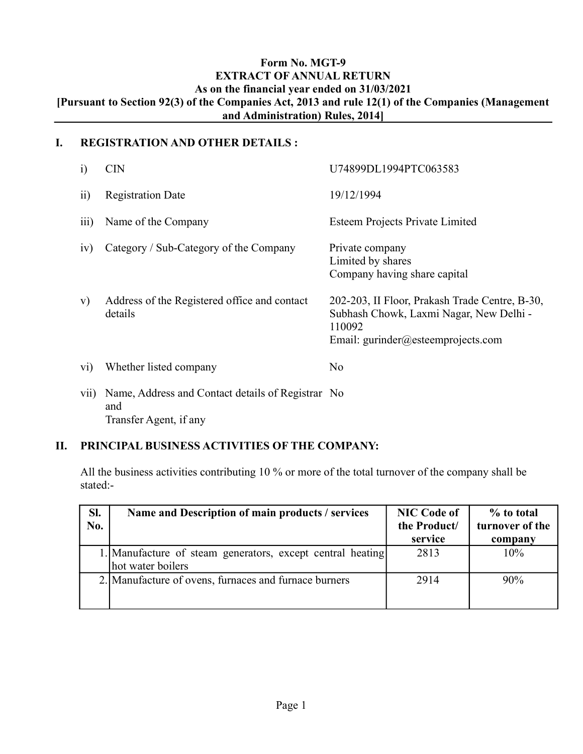# Form No. MGT-9
# EXTRACT OF ANNUAL RETURN
## As on the financial year ended on 31/03/2021
### [Pursuant to Section 92(3) of the Companies Act, 2013 and rule 12(1) of the Companies (Management and Administration) Rules, 2014]

## I. REGISTRATION AND OTHER DETAILS :

| | | |
|---|---|---|
| i) | CIN | U74899DL1994PTC063583 |
| ii) | Registration Date | 19/12/1994 |
| iii) | Name of the Company | Esteem Projects Private Limited |
| iv) | Category / Sub-Category of the Company | Private company<br>Limited by shares<br>Company having share capital |
| v) | Address of the Registered office and contact details | 202-203, II Floor, Prakash Trade Centre, B-30, Subhash Chowk, Laxmi Nagar, New Delhi - 110092<br>Email: gurinder@esteemprojects.com |
| vi) | Whether listed company | No |
| vii) | Name, Address and Contact details of Registrar and Transfer Agent, if any | No |

## II. PRINCIPAL BUSINESS ACTIVITIES OF THE COMPANY:

All the business activities contributing 10 % or more of the total turnover of the company shall be stated:-

| Sl. No. | Name and Description of main products / services | NIC Code of the Product/ service | % to total turnover of the company |
|---|---|---|---|
| 1. | Manufacture of steam generators, except central heating hot water boilers | 2813 | 10% |
| 2. | Manufacture of ovens, furnaces and furnace burners | 2914 | 90% |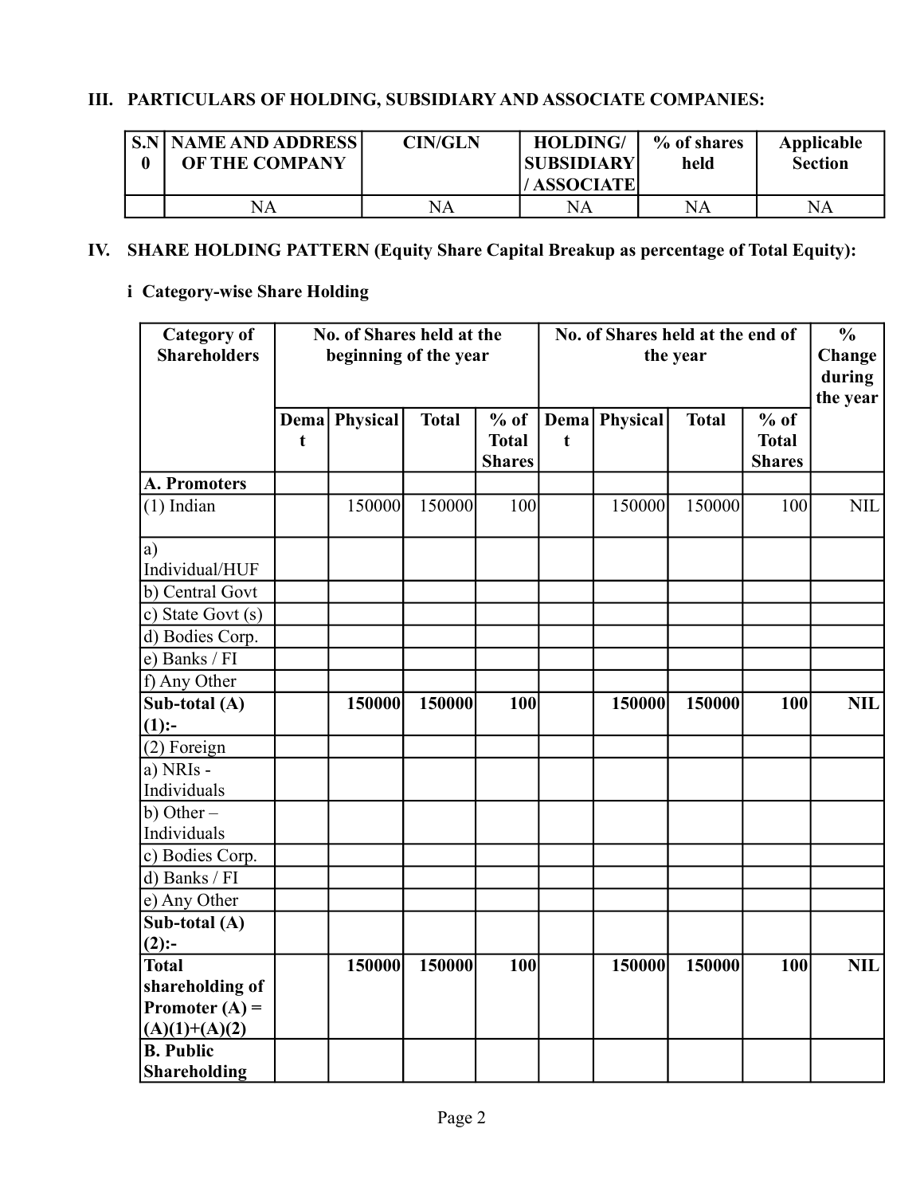## III. PARTICULARS OF HOLDING, SUBSIDIARY AND ASSOCIATE COMPANIES:

| S.N0 | NAME AND ADDRESS OF THE COMPANY | CIN/GLN | HOLDING/ SUBSIDIARY / ASSOCIATE | % of shares held | Applicable Section |
|---|---|---|---|---|---|
| | NA | NA | NA | NA | NA |

## IV. SHARE HOLDING PATTERN (Equity Share Capital Breakup as percentage of Total Equity):

### i Category-wise Share Holding

| Category of Shareholders | No. of Shares held at the beginning of the year | | | | No. of Shares held at the end of the year | | | | % Change during the year |
|---|---|---|---|---|---|---|---|---|---|
| | Demat | Physical | Total | % of Total Shares | Demat | Physical | Total | % of Total Shares | |
| **A. Promoters** | | | | | | | | | |
| (1) Indian | | 150000 | 150000 | 100 | | 150000 | 150000 | 100 | NIL |
| a) Individual/HUF | | | | | | | | | |
| b) Central Govt | | | | | | | | | |
| c) State Govt (s) | | | | | | | | | |
| d) Bodies Corp. | | | | | | | | | |
| e) Banks / FI | | | | | | | | | |
| f) Any Other | | | | | | | | | |
| **Sub-total (A) (1):-** | | **150000** | **150000** | **100** | | **150000** | **150000** | **100** | **NIL** |
| (2) Foreign | | | | | | | | | |
| a) NRIs - Individuals | | | | | | | | | |
| b) Other – Individuals | | | | | | | | | |
| c) Bodies Corp. | | | | | | | | | |
| d) Banks / FI | | | | | | | | | |
| e) Any Other | | | | | | | | | |
| **Sub-total (A) (2):-** | | | | | | | | | |
| **Total shareholding of Promoter (A) = (A)(1)+(A)(2)** | | **150000** | **150000** | **100** | | **150000** | **150000** | **100** | **NIL** |
| **B. Public Shareholding** | | | | | | | | | |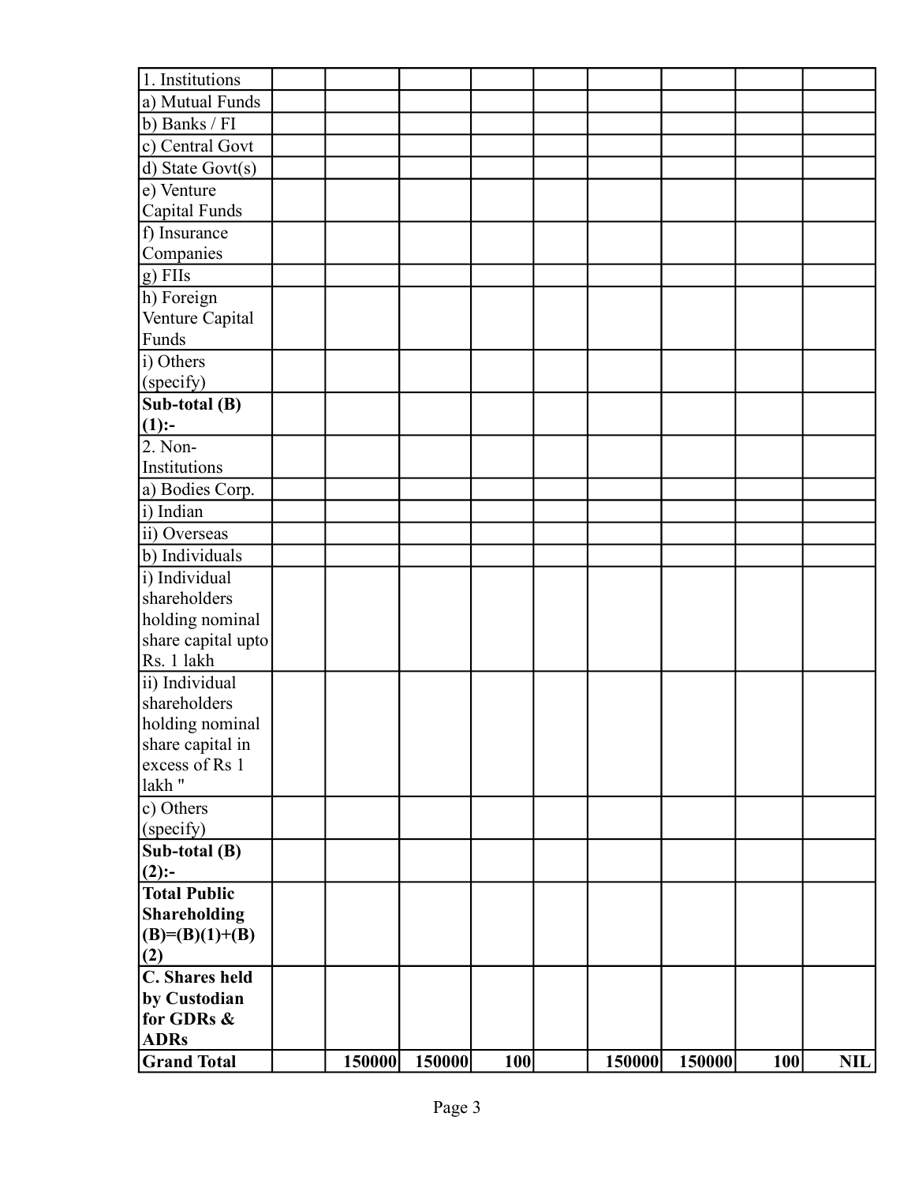| | | | | | | | | | |
|---|---|---|---|---|---|---|---|---|---|
| 1. Institutions | | | | | | | | | |
| a) Mutual Funds | | | | | | | | | |
| b) Banks / FI | | | | | | | | | |
| c) Central Govt | | | | | | | | | |
| d) State Govt(s) | | | | | | | | | |
| e) Venture Capital Funds | | | | | | | | | |
| f) Insurance Companies | | | | | | | | | |
| g) FIIs | | | | | | | | | |
| h) Foreign Venture Capital Funds | | | | | | | | | |
| i) Others (specify) | | | | | | | | | |
| **Sub-total (B)(1):-** | | | | | | | | | |
| 2. Non-Institutions | | | | | | | | | |
| a) Bodies Corp. | | | | | | | | | |
| i) Indian | | | | | | | | | |
| ii) Overseas | | | | | | | | | |
| b) Individuals | | | | | | | | | |
| i) Individual shareholders holding nominal share capital upto Rs. 1 lakh | | | | | | | | | |
| ii) Individual shareholders holding nominal share capital in excess of Rs 1 lakh " | | | | | | | | | |
| c) Others (specify) | | | | | | | | | |
| **Sub-total (B)(2):-** | | | | | | | | | |
| **Total Public Shareholding (B)=(B)(1)+(B)(2)** | | | | | | | | | |
| **C. Shares held by Custodian for GDRs & ADRs** | | | | | | | | | |
| **Grand Total** | | **150000** | **150000** | **100** | | **150000** | **150000** | **100** | **NIL** |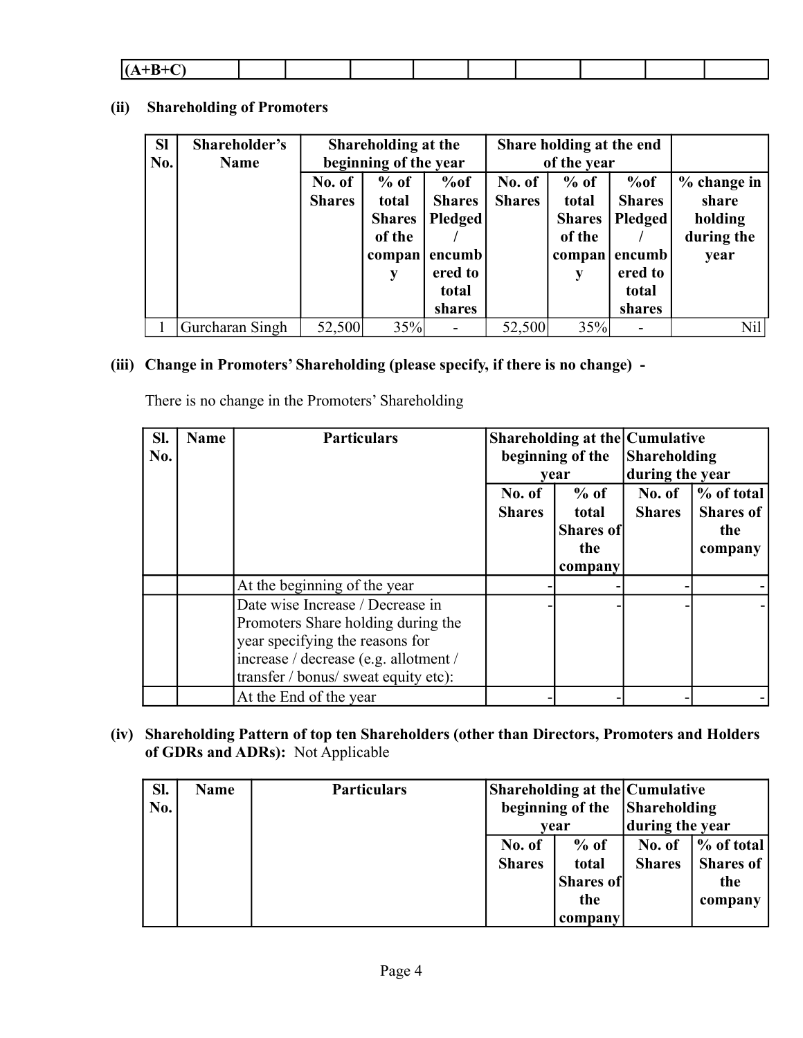| (A+B+C) | | | | | | | | | | |
|---|---|---|---|---|---|---|---|---|---|---|

**(ii) Shareholding of Promoters**

| Sl No. | Shareholder's Name | Shareholding at the beginning of the year | | | Share holding at the end of the year | | | |
|---|---|---|---|---|---|---|---|---|
| | | No. of Shares | % of total Shares of the company | %of Shares Pledged / encumbered to total shares | No. of Shares | % of total Shares of the company | %of Shares Pledged / encumbered to total shares | % change in share holding during the year |
| 1 | Gurcharan Singh | 52,500 | 35% | - | 52,500 | 35% | - | Nil |

**(iii) Change in Promoters' Shareholding (please specify, if there is no change) -**

There is no change in the Promoters' Shareholding

| Sl. No. | Name | Particulars | Shareholding at the beginning of the year | | Cumulative Shareholding during the year | |
|---|---|---|---|---|---|---|
| | | | No. of Shares | % of total Shares of the company | No. of Shares | % of total Shares of the company |
| | | At the beginning of the year | - | - | - | - |
| | | Date wise Increase / Decrease in Promoters Share holding during the year specifying the reasons for increase / decrease (e.g. allotment / transfer / bonus/ sweat equity etc): | - | - | - | - |
| | | At the End of the year | - | - | - | - |

**(iv) Shareholding Pattern of top ten Shareholders (other than Directors, Promoters and Holders of GDRs and ADRs):** Not Applicable

| Sl. No. | Name | Particulars | Shareholding at the beginning of the year | | Cumulative Shareholding during the year | |
|---|---|---|---|---|---|---|
| | | | No. of Shares | % of total Shares of the company | No. of Shares | % of total Shares of the company |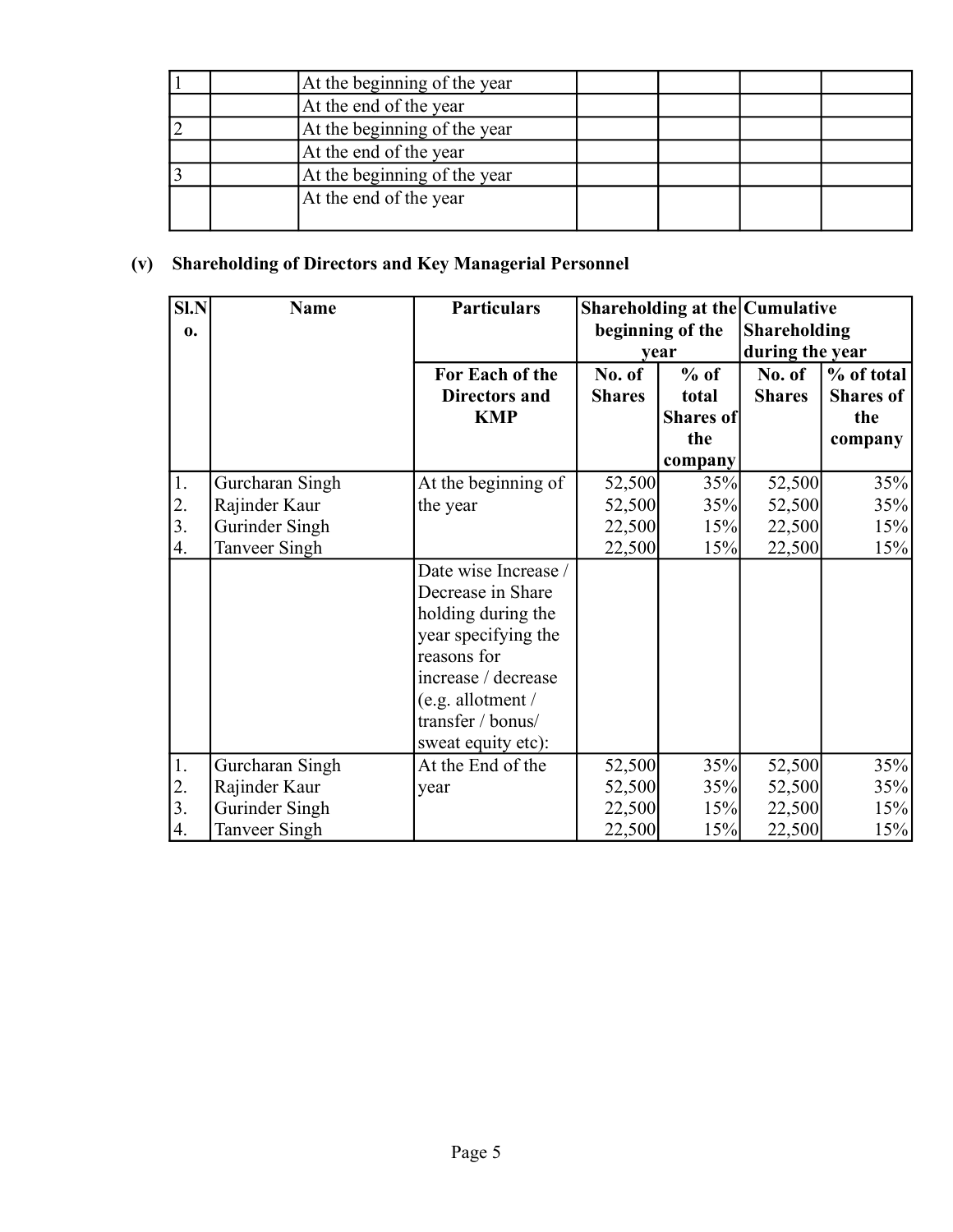| | | | | | | |
|---|---|---|---|---|---|---|
| 1 | | At the beginning of the year | | | | |
| | | At the end of the year | | | | |
| 2 | | At the beginning of the year | | | | |
| | | At the end of the year | | | | |
| 3 | | At the beginning of the year | | | | |
| | | At the end of the year | | | | |

**(v) Shareholding of Directors and Key Managerial Personnel**

| Sl.No. | Name | Particulars | Shareholding at the beginning of the year | | Cumulative Shareholding during the year | |
|---|---|---|---|---|---|---|
| | | For Each of the Directors and KMP | No. of Shares | % of total Shares of the company | No. of Shares | % of total Shares of the company |
| 1. | Gurcharan Singh | At the beginning of the year | 52,500 | 35% | 52,500 | 35% |
| 2. | Rajinder Kaur | | 52,500 | 35% | 52,500 | 35% |
| 3. | Gurinder Singh | | 22,500 | 15% | 22,500 | 15% |
| 4. | Tanveer Singh | | 22,500 | 15% | 22,500 | 15% |
| | | Date wise Increase / Decrease in Share holding during the year specifying the reasons for increase / decrease (e.g. allotment / transfer / bonus/ sweat equity etc): | | | | |
| 1. | Gurcharan Singh | At the End of the year | 52,500 | 35% | 52,500 | 35% |
| 2. | Rajinder Kaur | | 52,500 | 35% | 52,500 | 35% |
| 3. | Gurinder Singh | | 22,500 | 15% | 22,500 | 15% |
| 4. | Tanveer Singh | | 22,500 | 15% | 22,500 | 15% |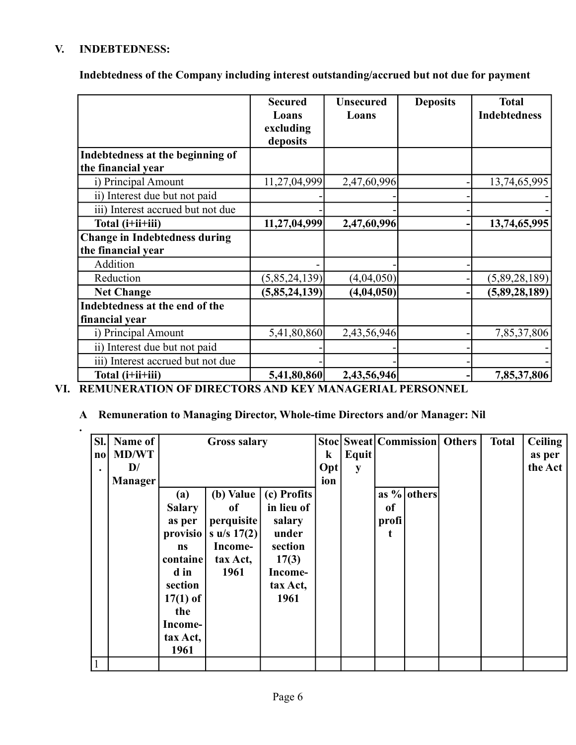## V. INDEBTEDNESS:

**Indebtedness of the Company including interest outstanding/accrued but not due for payment**

| | Secured Loans excluding deposits | Unsecured Loans | Deposits | Total Indebtedness |
|---|---|---|---|---|
| **Indebtedness at the beginning of the financial year** | | | | |
| i) Principal Amount | 11,27,04,999 | 2,47,60,996 | - | 13,74,65,995 |
| ii) Interest due but not paid | - | - | - | - |
| iii) Interest accrued but not due | - | - | - | - |
| **Total (i+ii+iii)** | **11,27,04,999** | **2,47,60,996** | **-** | **13,74,65,995** |
| **Change in Indebtedness during the financial year** | | | | |
| Addition | - | - | - | |
| Reduction | (5,85,24,139) | (4,04,050) | - | (5,89,28,189) |
| **Net Change** | **(5,85,24,139)** | **(4,04,050)** | **-** | **(5,89,28,189)** |
| **Indebtedness at the end of the financial year** | | | | |
| i) Principal Amount | 5,41,80,860 | 2,43,56,946 | - | 7,85,37,806 |
| ii) Interest due but not paid | - | - | - | - |
| iii) Interest accrued but not due | - | - | - | - |
| **Total (i+ii+iii)** | **5,41,80,860** | **2,43,56,946** | **-** | **7,85,37,806** |

## VI. REMUNERATION OF DIRECTORS AND KEY MANAGERIAL PERSONNEL

**A. Remuneration to Managing Director, Whole-time Directors and/or Manager: Nil**

| Sl. no. | Name of MD/WTD/ Manager | Gross salary | | | Stock Option | Sweat Equity | Commission | | Others | Total | Ceiling as per the Act |
|---|---|---|---|---|---|---|---|---|---|---|---|
| | | (a) Salary as per provisions contained in section 17(1) of the Income-tax Act, 1961 | (b) Value of perquisites u/s 17(2) Income-tax Act, 1961 | (c) Profits in lieu of salary under section 17(3) Income-tax Act, 1961 | | | as % of profit | others | | | |
| 1 | | | | | | | | | | | |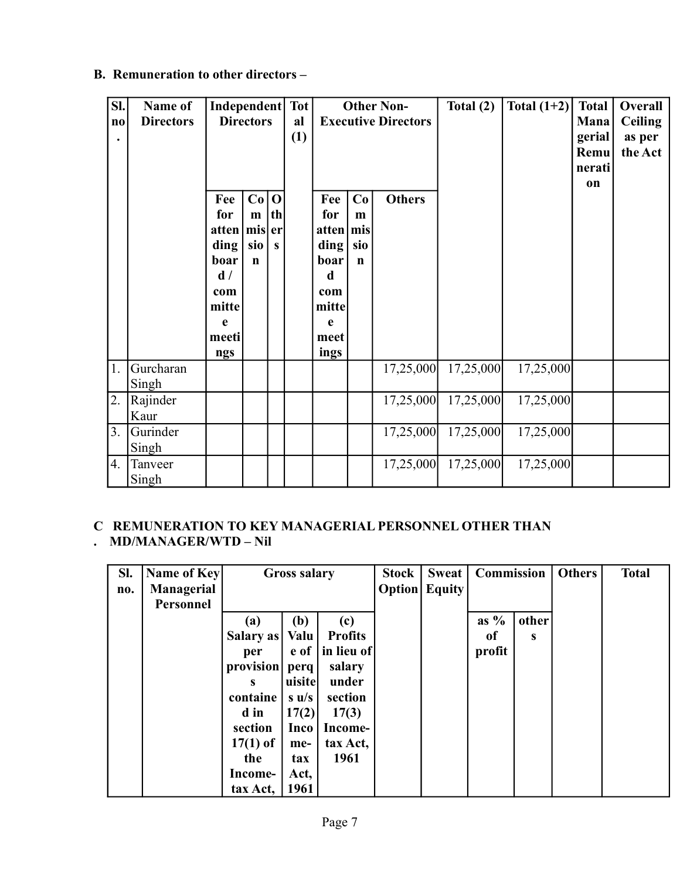**B. Remuneration to other directors –**

| Sl. no. | Name of Directors | Independent Directors | | | Total (1) | Other Non-Executive Directors | | | Total (2) | Total (1+2) | Total Managerial Remuneration | Overall Ceiling as per the Act |
|---|---|---|---|---|---|---|---|---|---|---|---|---|
| | | Fee for attending board / committee meetings | Commission | Others | | Fee for attending board committee meetings | Commission | Others | | | | |
| 1. | Gurcharan Singh | | | | | | | 17,25,000 | 17,25,000 | 17,25,000 | | |
| 2. | Rajinder Kaur | | | | | | | 17,25,000 | 17,25,000 | 17,25,000 | | |
| 3. | Gurinder Singh | | | | | | | 17,25,000 | 17,25,000 | 17,25,000 | | |
| 4. | Tanveer Singh | | | | | | | 17,25,000 | 17,25,000 | 17,25,000 | | |

**C. REMUNERATION TO KEY MANAGERIAL PERSONNEL OTHER THAN MD/MANAGER/WTD – Nil**

| Sl. no. | Name of Key Managerial Personnel | Gross salary | | | Stock Option | Sweat Equity | Commission | | Others | Total |
|---|---|---|---|---|---|---|---|---|---|---|
| | | (a) Salary as per provisions contained in section 17(1) of the Income-tax Act, | (b) Value of perquisites u/s 17(2) Income-tax Act, 1961 | (c) Profits in lieu of salary under section 17(3) Income-tax Act, 1961 | | | as % of profit | others | | |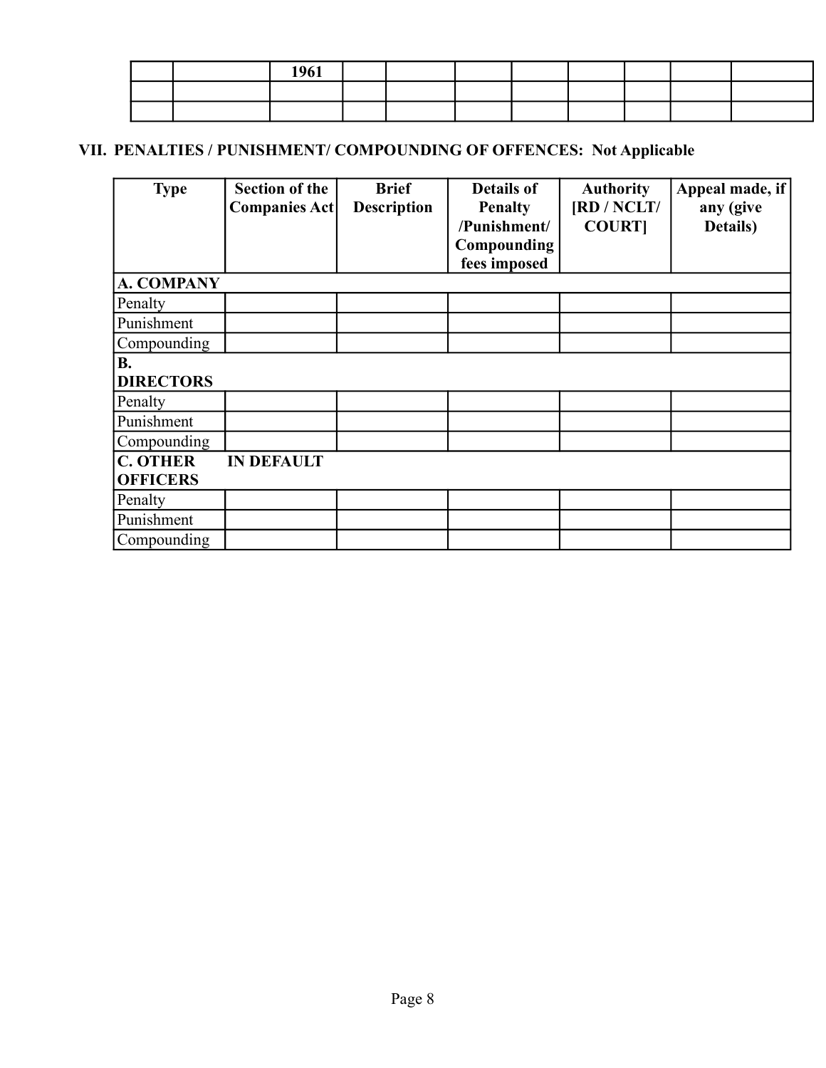| | | | | | | | | | | |
|---|---|---|---|---|---|---|---|---|---|---|
| | | 1961 | | | | | | | | |
| | | | | | | | | | | |
| | | | | | | | | | | |

## VII. PENALTIES / PUNISHMENT/ COMPOUNDING OF OFFENCES: Not Applicable

| Type | Section of the Companies Act | Brief Description | Details of Penalty /Punishment/ Compounding fees imposed | Authority [RD / NCLT/ COURT] | Appeal made, if any (give Details) |
|---|---|---|---|---|---|
| **A. COMPANY** | | | | | |
| Penalty | | | | | |
| Punishment | | | | | |
| Compounding | | | | | |
| **B. DIRECTORS** | | | | | |
| Penalty | | | | | |
| Punishment | | | | | |
| Compounding | | | | | |
| **C. OTHER OFFICERS** | **IN DEFAULT** | | | | |
| Penalty | | | | | |
| Punishment | | | | | |
| Compounding | | | | | |